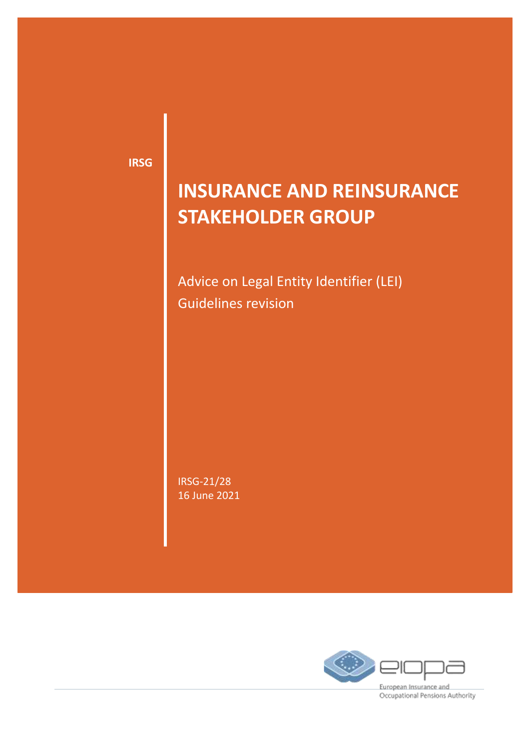IRSG

# INSURANCE AND REINSURANCE STAKEHOLDER GROUP

Advice on Legal Entity Identifier (LEI) Guidelines revision

IRSG-21/28
16 June 2021

European Insurance and Occupational Pensions Authority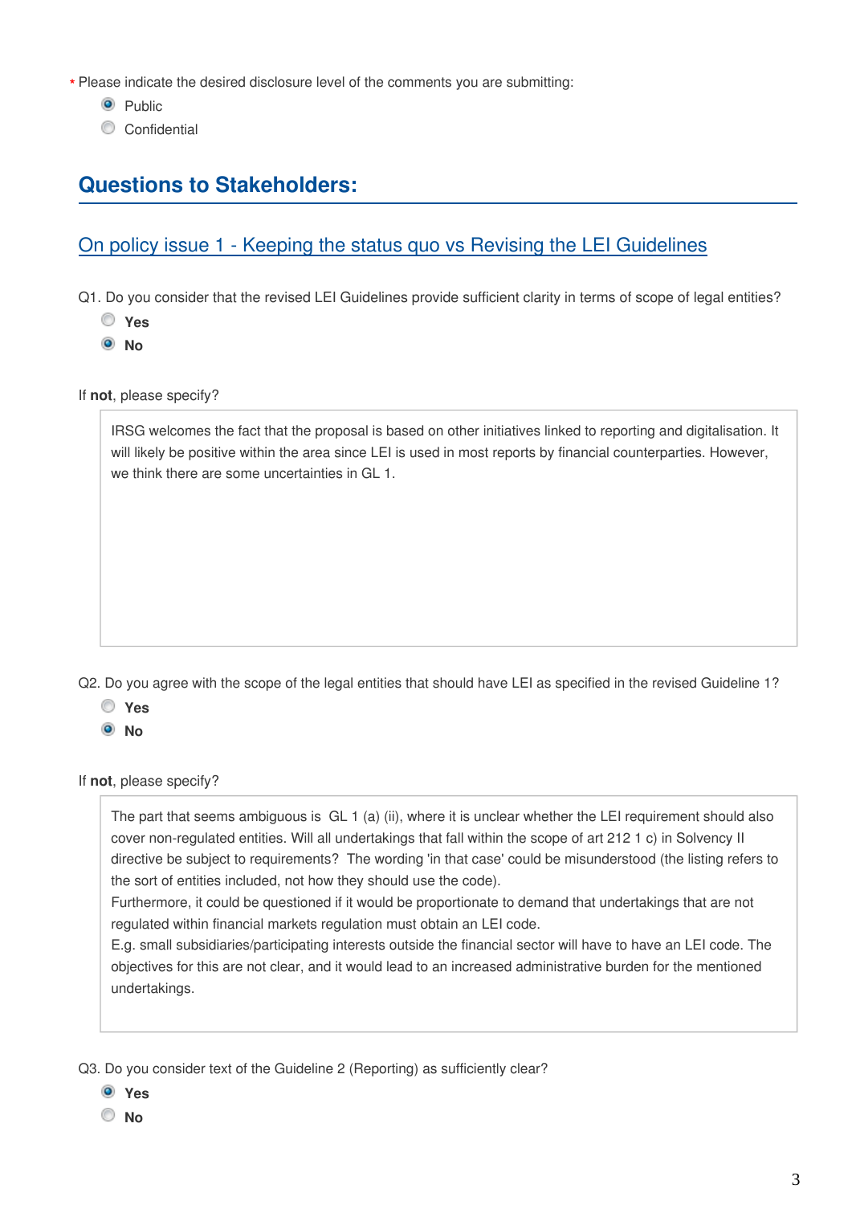\* Please indicate the desired disclosure level of the comments you are submitting:

- (x) Public
- ( ) Confidential

## Questions to Stakeholders:

### On policy issue 1 - Keeping the status quo vs Revising the LEI Guidelines

Q1. Do you consider that the revised LEI Guidelines provide sufficient clarity in terms of scope of legal entities?

- ( ) **Yes**
- (x) **No**

If **not**, please specify?

> IRSG welcomes the fact that the proposal is based on other initiatives linked to reporting and digitalisation. It will likely be positive within the area since LEI is used in most reports by financial counterparties. However, we think there are some uncertainties in GL 1.

Q2. Do you agree with the scope of the legal entities that should have LEI as specified in the revised Guideline 1?

- ( ) **Yes**
- (x) **No**

If **not**, please specify?

> The part that seems ambiguous is GL 1 (a) (ii), where it is unclear whether the LEI requirement should also cover non-regulated entities. Will all undertakings that fall within the scope of art 212 1 c) in Solvency II directive be subject to requirements? The wording 'in that case' could be misunderstood (the listing refers to the sort of entities included, not how they should use the code).
> Furthermore, it could be questioned if it would be proportionate to demand that undertakings that are not regulated within financial markets regulation must obtain an LEI code.
> E.g. small subsidiaries/participating interests outside the financial sector will have to have an LEI code. The objectives for this are not clear, and it would lead to an increased administrative burden for the mentioned undertakings.

Q3. Do you consider text of the Guideline 2 (Reporting) as sufficiently clear?

- (x) **Yes**
- ( ) **No**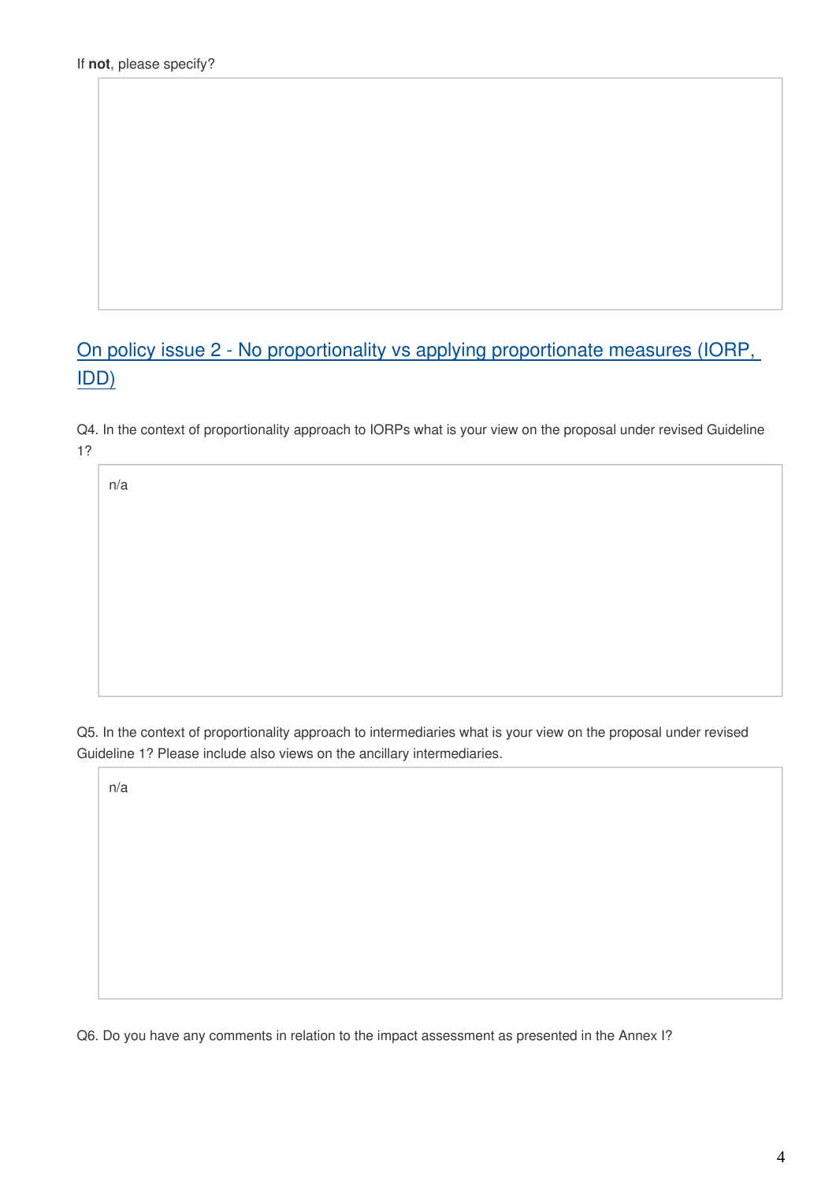If **not**, please specify?

## On policy issue 2 - No proportionality vs applying proportionate measures (IORP, IDD)

Q4. In the context of proportionality approach to IORPs what is your view on the proposal under revised Guideline 1?

n/a

Q5. In the context of proportionality approach to intermediaries what is your view on the proposal under revised Guideline 1? Please include also views on the ancillary intermediaries.

n/a

Q6. Do you have any comments in relation to the impact assessment as presented in the Annex I?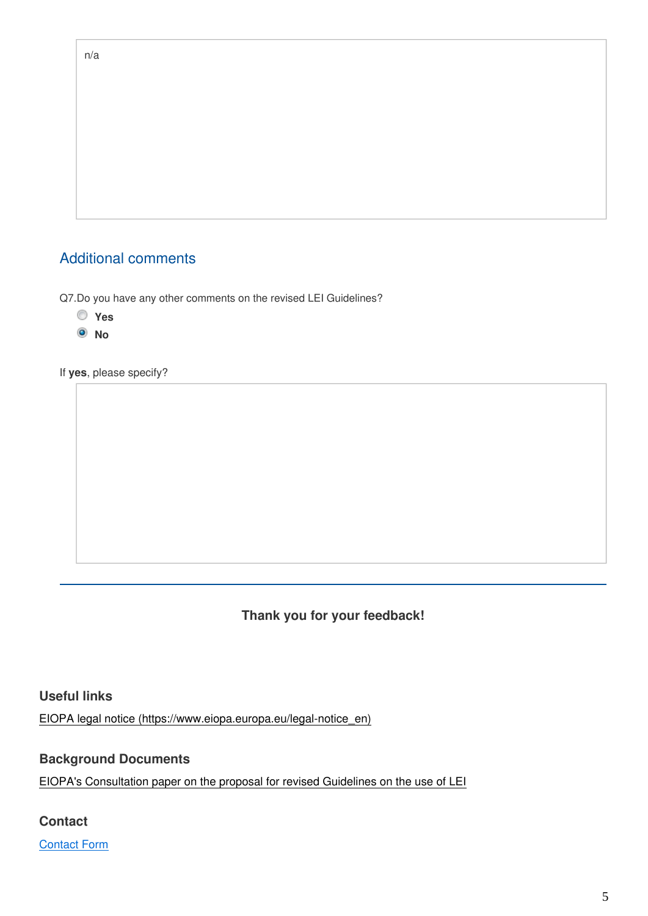n/a

## Additional comments

Q7.Do you have any other comments on the revised LEI Guidelines?

- ( ) **Yes**
- (•) **No**

If **yes**, please specify?

---

**Thank you for your feedback!**

### Useful links

EIOPA legal notice (https://www.eiopa.europa.eu/legal-notice_en)

### Background Documents

EIOPA's Consultation paper on the proposal for revised Guidelines on the use of LEI

### Contact

Contact Form